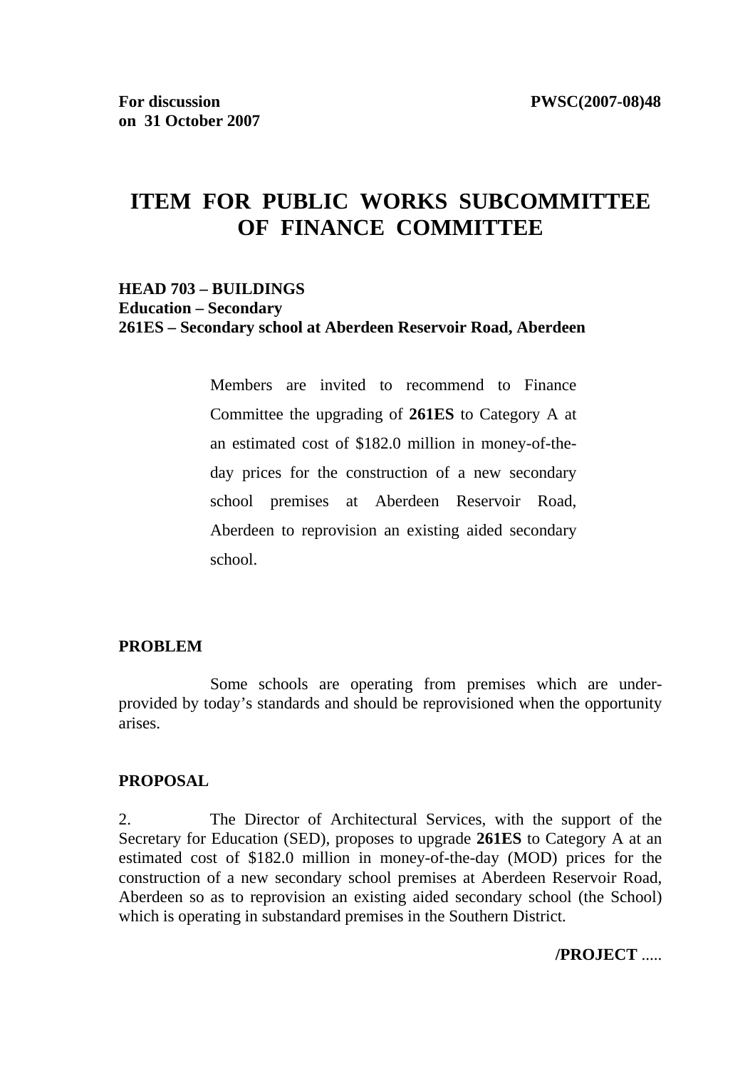**For discussion on 31 October 2007** **PWSC(2007-08)48**

# ITEM FOR PUBLIC WORKS SUBCOMMITTEE OF FINANCE COMMITTEE

**HEAD 703 – BUILDINGS**
**Education – Secondary**
**261ES – Secondary school at Aberdeen Reservoir Road, Aberdeen**

> Members are invited to recommend to Finance Committee the upgrading of **261ES** to Category A at an estimated cost of $182.0 million in money-of-the-day prices for the construction of a new secondary school premises at Aberdeen Reservoir Road, Aberdeen to reprovision an existing aided secondary school.

**PROBLEM**

Some schools are operating from premises which are under-provided by today's standards and should be reprovisioned when the opportunity arises.

**PROPOSAL**

2. The Director of Architectural Services, with the support of the Secretary for Education (SED), proposes to upgrade **261ES** to Category A at an estimated cost of $182.0 million in money-of-the-day (MOD) prices for the construction of a new secondary school premises at Aberdeen Reservoir Road, Aberdeen so as to reprovision an existing aided secondary school (the School) which is operating in substandard premises in the Southern District.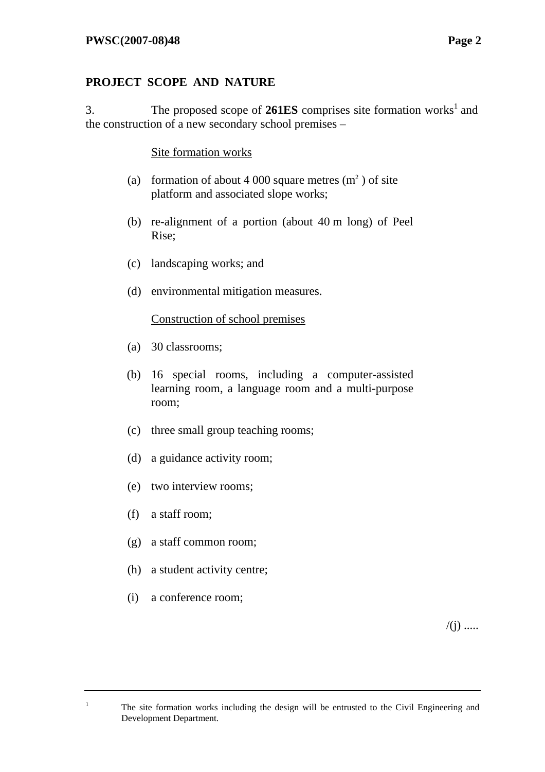## PROJECT SCOPE AND NATURE

3. The proposed scope of **261ES** comprises site formation works[1] and the construction of a new secondary school premises –

Site formation works

(a) formation of about 4 000 square metres ($m^2$) of site platform and associated slope works;

(b) re-alignment of a portion (about 40 m long) of Peel Rise;

(c) landscaping works; and

(d) environmental mitigation measures.

Construction of school premises

(a) 30 classrooms;

(b) 16 special rooms, including a computer-assisted learning room, a language room and a multi-purpose room;

(c) three small group teaching rooms;

(d) a guidance activity room;

(e) two interview rooms;

(f) a staff room;

(g) a staff common room;

(h) a student activity centre;

(i) a conference room;

/(j) .....

---

[1] The site formation works including the design will be entrusted to the Civil Engineering and Development Department.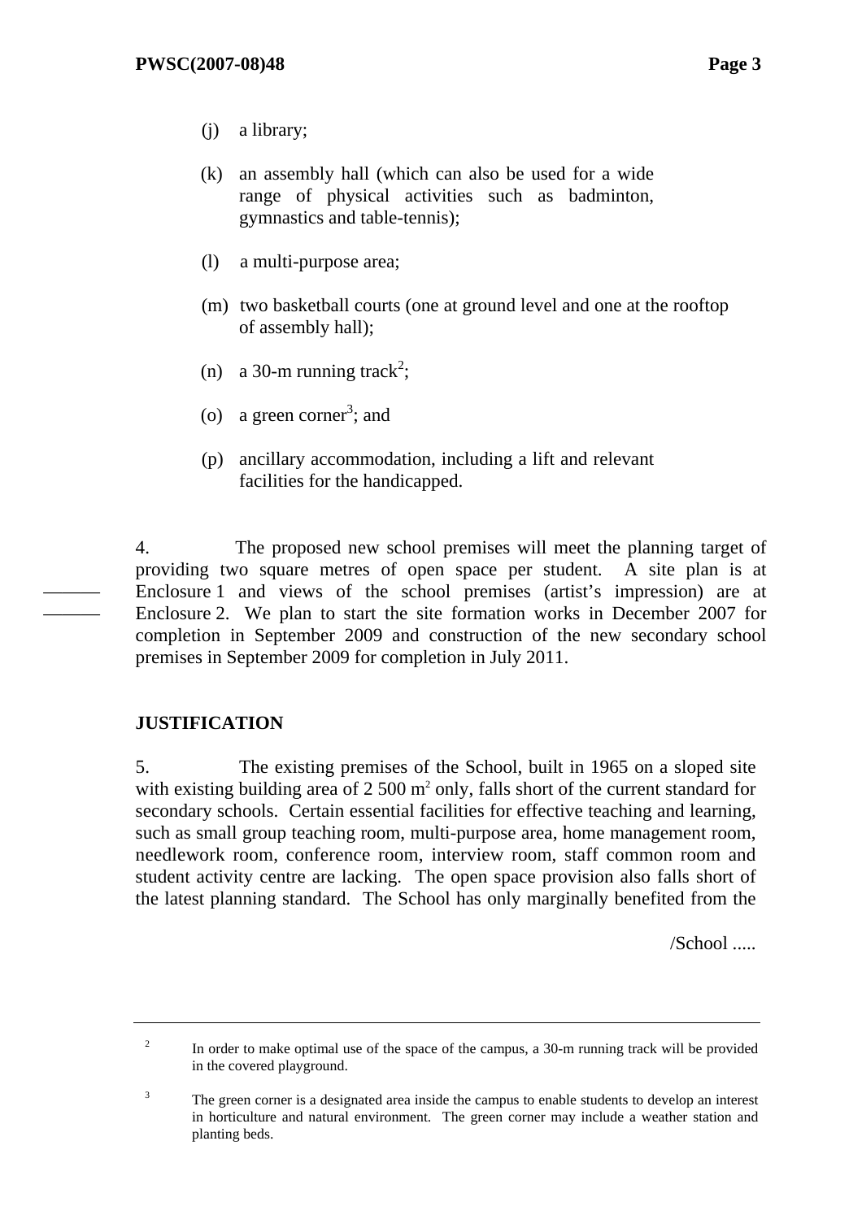(j) a library;

(k) an assembly hall (which can also be used for a wide range of physical activities such as badminton, gymnastics and table-tennis);

(l) a multi-purpose area;

(m) two basketball courts (one at ground level and one at the rooftop of assembly hall);

(n) a 30-m running track[2];

(o) a green corner[3]; and

(p) ancillary accommodation, including a lift and relevant facilities for the handicapped.

4. The proposed new school premises will meet the planning target of providing two square metres of open space per student. A site plan is at Enclosure 1 and views of the school premises (artist's impression) are at Enclosure 2. We plan to start the site formation works in December 2007 for completion in September 2009 and construction of the new secondary school premises in September 2009 for completion in July 2011.

**JUSTIFICATION**

5. The existing premises of the School, built in 1965 on a sloped site with existing building area of 2 500 $m^2$ only, falls short of the current standard for secondary schools. Certain essential facilities for effective teaching and learning, such as small group teaching room, multi-purpose area, home management room, needlework room, conference room, interview room, staff common room and student activity centre are lacking. The open space provision also falls short of the latest planning standard. The School has only marginally benefited from the

/School .....

---

[2] In order to make optimal use of the space of the campus, a 30-m running track will be provided in the covered playground.

[3] The green corner is a designated area inside the campus to enable students to develop an interest in horticulture and natural environment. The green corner may include a weather station and planting beds.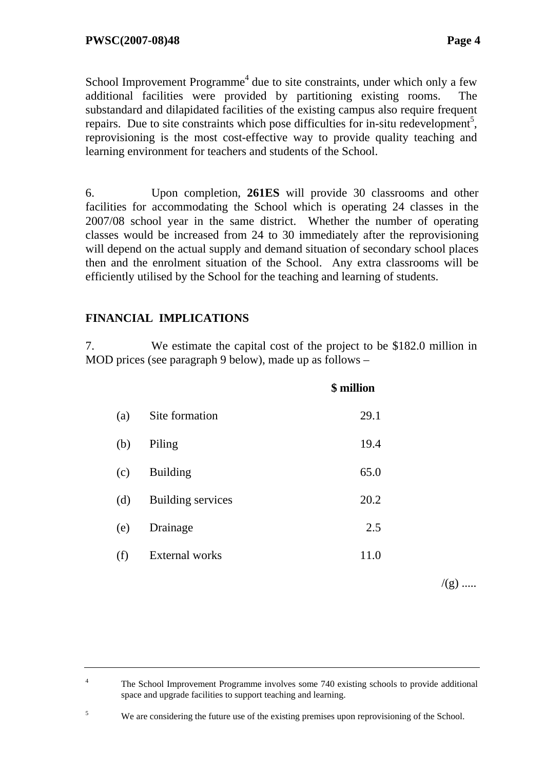School Improvement Programme[4] due to site constraints, under which only a few additional facilities were provided by partitioning existing rooms. The substandard and dilapidated facilities of the existing campus also require frequent repairs. Due to site constraints which pose difficulties for in-situ redevelopment[5], reprovisioning is the most cost-effective way to provide quality teaching and learning environment for teachers and students of the School.

6. Upon completion, **261ES** will provide 30 classrooms and other facilities for accommodating the School which is operating 24 classes in the 2007/08 school year in the same district. Whether the number of operating classes would be increased from 24 to 30 immediately after the reprovisioning will depend on the actual supply and demand situation of secondary school places then and the enrolment situation of the School. Any extra classrooms will be efficiently utilised by the School for the teaching and learning of students.

## FINANCIAL IMPLICATIONS

7. We estimate the capital cost of the project to be $182.0 million in MOD prices (see paragraph 9 below), made up as follows –

| | | $ million |
|---|---|---|
| (a) | Site formation | 29.1 |
| (b) | Piling | 19.4 |
| (c) | Building | 65.0 |
| (d) | Building services | 20.2 |
| (e) | Drainage | 2.5 |
| (f) | External works | 11.0 |

/(g) .....

---

4 The School Improvement Programme involves some 740 existing schools to provide additional space and upgrade facilities to support teaching and learning.

5 We are considering the future use of the existing premises upon reprovisioning of the School.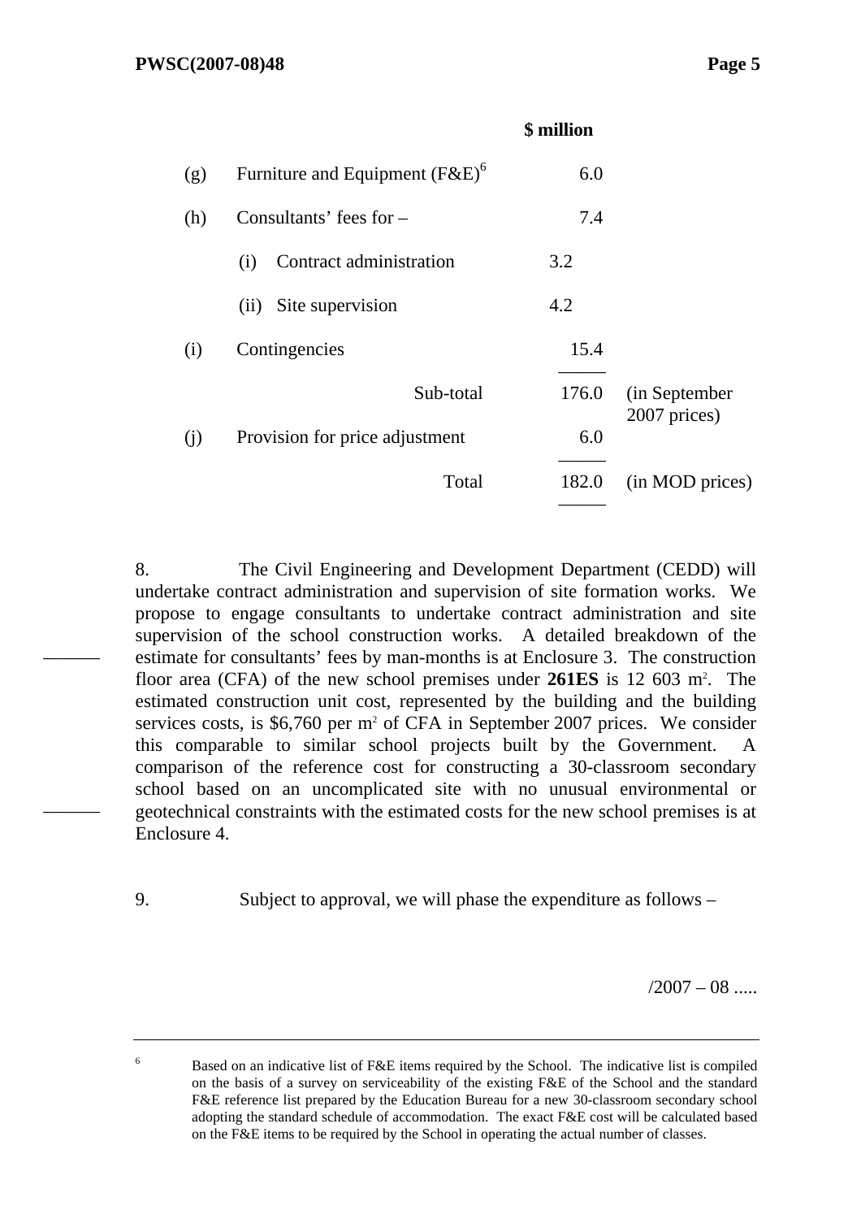| | | | $ million | |
|---|---|---|---|---|
| (g) | Furniture and Equipment (F&E)[6] | | 6.0 | |
| (h) | Consultants' fees for – | | 7.4 | |
| | (i) Contract administration | 3.2 | | |
| | (ii) Site supervision | 4.2 | | |
| (i) | Contingencies | | 15.4 | |
| | Sub-total | | 176.0 | (in September 2007 prices) |
| (j) | Provision for price adjustment | | 6.0 | |
| | Total | | 182.0 | (in MOD prices) |

8. The Civil Engineering and Development Department (CEDD) will undertake contract administration and supervision of site formation works. We propose to engage consultants to undertake contract administration and site supervision of the school construction works. A detailed breakdown of the estimate for consultants' fees by man-months is at Enclosure 3. The construction floor area (CFA) of the new school premises under **261ES** is 12 603 m². The estimated construction unit cost, represented by the building and the building services costs, is $6,760 per m² of CFA in September 2007 prices. We consider this comparable to similar school projects built by the Government. A comparison of the reference cost for constructing a 30-classroom secondary school based on an uncomplicated site with no unusual environmental or geotechnical constraints with the estimated costs for the new school premises is at Enclosure 4.

9. Subject to approval, we will phase the expenditure as follows –

/2007 – 08 .....

---

[6] Based on an indicative list of F&E items required by the School. The indicative list is compiled on the basis of a survey on serviceability of the existing F&E of the School and the standard F&E reference list prepared by the Education Bureau for a new 30-classroom secondary school adopting the standard schedule of accommodation. The exact F&E cost will be calculated based on the F&E items to be required by the School in operating the actual number of classes.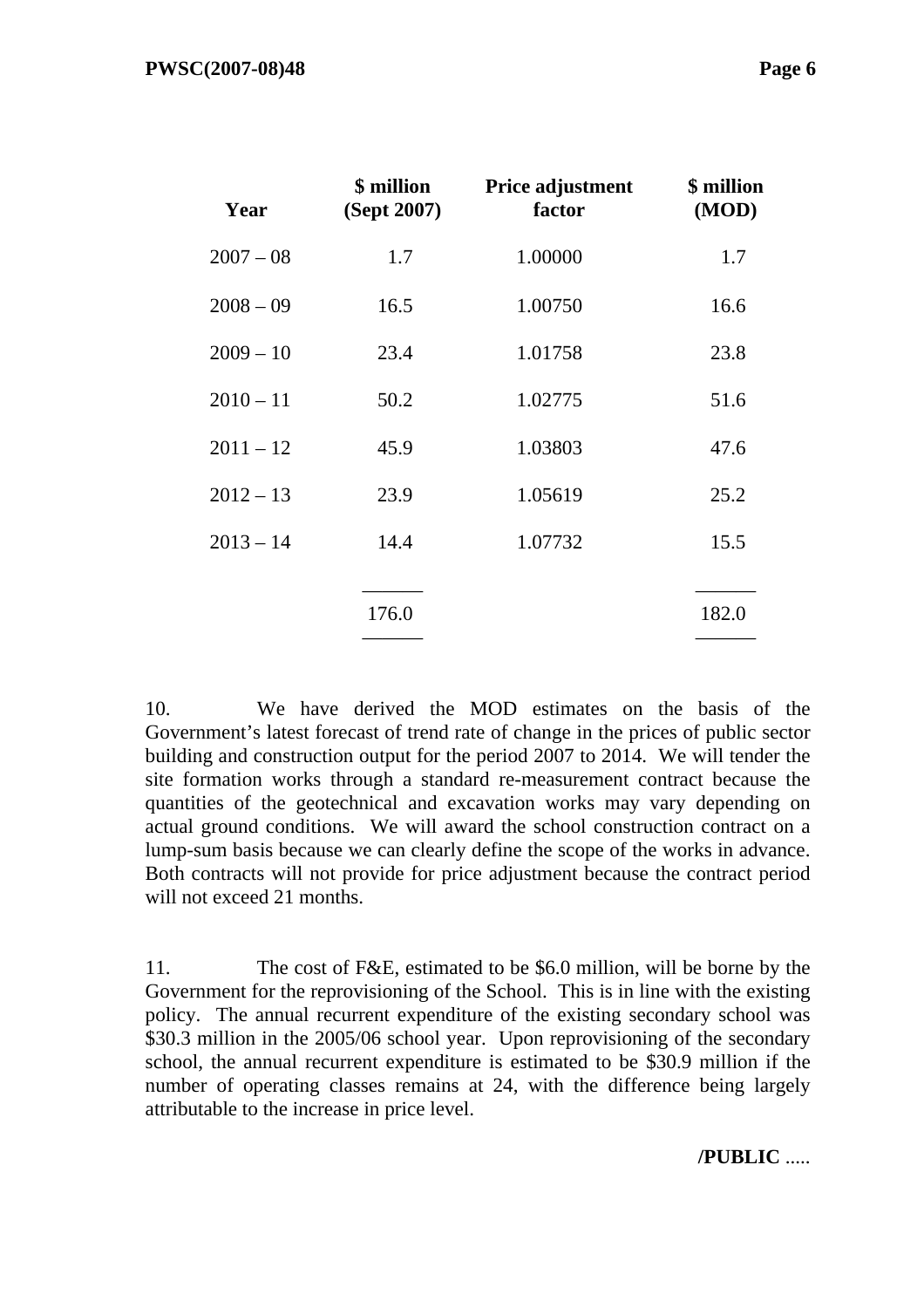| Year | $ million (Sept 2007) | Price adjustment factor | $ million (MOD) |
|---|---|---|---|
| 2007 – 08 | 1.7 | 1.00000 | 1.7 |
| 2008 – 09 | 16.5 | 1.00750 | 16.6 |
| 2009 – 10 | 23.4 | 1.01758 | 23.8 |
| 2010 – 11 | 50.2 | 1.02775 | 51.6 |
| 2011 – 12 | 45.9 | 1.03803 | 47.6 |
| 2012 – 13 | 23.9 | 1.05619 | 25.2 |
| 2013 – 14 | 14.4 | 1.07732 | 15.5 |
| | 176.0 | | 182.0 |

10. We have derived the MOD estimates on the basis of the Government's latest forecast of trend rate of change in the prices of public sector building and construction output for the period 2007 to 2014. We will tender the site formation works through a standard re-measurement contract because the quantities of the geotechnical and excavation works may vary depending on actual ground conditions. We will award the school construction contract on a lump-sum basis because we can clearly define the scope of the works in advance. Both contracts will not provide for price adjustment because the contract period will not exceed 21 months.

11. The cost of F&E, estimated to be $6.0 million, will be borne by the Government for the reprovisioning of the School. This is in line with the existing policy. The annual recurrent expenditure of the existing secondary school was $30.3 million in the 2005/06 school year. Upon reprovisioning of the secondary school, the annual recurrent expenditure is estimated to be $30.9 million if the number of operating classes remains at 24, with the difference being largely attributable to the increase in price level.

**/PUBLIC** .....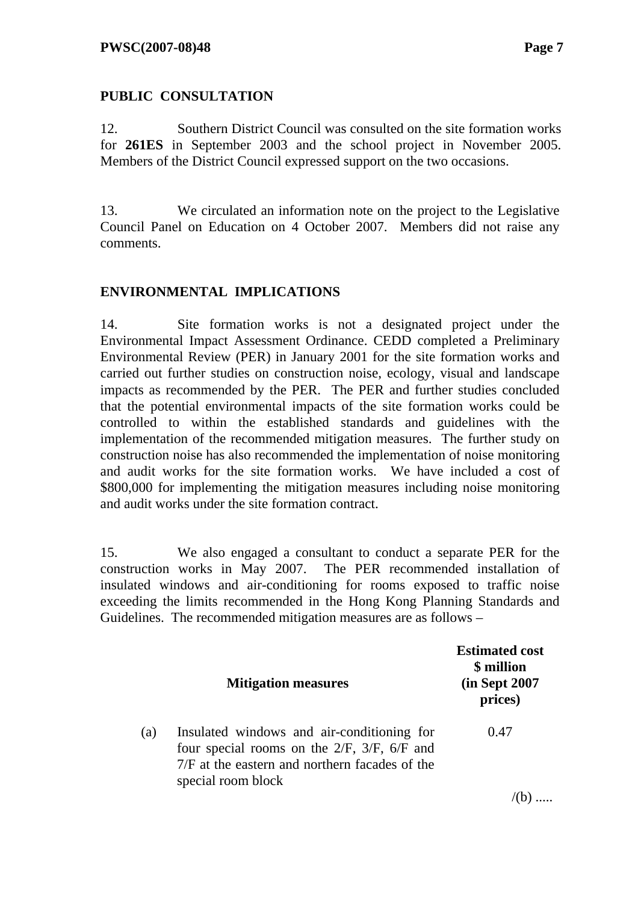## PUBLIC CONSULTATION

12. Southern District Council was consulted on the site formation works for **261ES** in September 2003 and the school project in November 2005. Members of the District Council expressed support on the two occasions.

13. We circulated an information note on the project to the Legislative Council Panel on Education on 4 October 2007. Members did not raise any comments.

## ENVIRONMENTAL IMPLICATIONS

14. Site formation works is not a designated project under the Environmental Impact Assessment Ordinance. CEDD completed a Preliminary Environmental Review (PER) in January 2001 for the site formation works and carried out further studies on construction noise, ecology, visual and landscape impacts as recommended by the PER. The PER and further studies concluded that the potential environmental impacts of the site formation works could be controlled to within the established standards and guidelines with the implementation of the recommended mitigation measures. The further study on construction noise has also recommended the implementation of noise monitoring and audit works for the site formation works. We have included a cost of $800,000 for implementing the mitigation measures including noise monitoring and audit works under the site formation contract.

15. We also engaged a consultant to conduct a separate PER for the construction works in May 2007. The PER recommended installation of insulated windows and air-conditioning for rooms exposed to traffic noise exceeding the limits recommended in the Hong Kong Planning Standards and Guidelines. The recommended mitigation measures are as follows –

| | Mitigation measures | Estimated cost $ million (in Sept 2007 prices) |
|---|---|---|
| (a) | Insulated windows and air-conditioning for four special rooms on the 2/F, 3/F, 6/F and 7/F at the eastern and northern facades of the special room block | 0.47 |

/(b) .....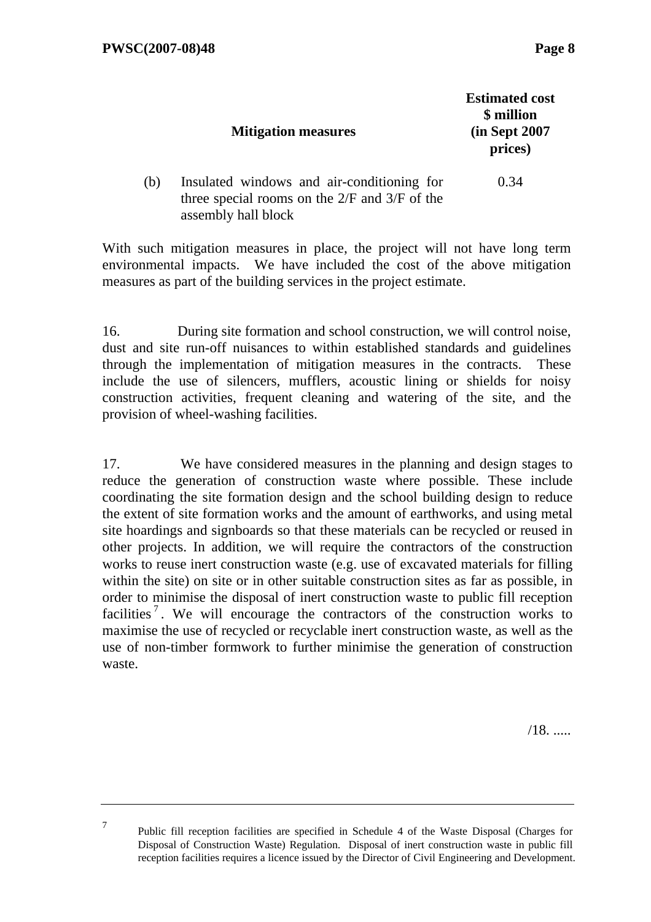| | Mitigation measures | Estimated cost \$ million (in Sept 2007 prices) |
|---|---|---|
| (b) | Insulated windows and air-conditioning for three special rooms on the 2/F and 3/F of the assembly hall block | 0.34 |

With such mitigation measures in place, the project will not have long term environmental impacts. We have included the cost of the above mitigation measures as part of the building services in the project estimate.

16. During site formation and school construction, we will control noise, dust and site run-off nuisances to within established standards and guidelines through the implementation of mitigation measures in the contracts. These include the use of silencers, mufflers, acoustic lining or shields for noisy construction activities, frequent cleaning and watering of the site, and the provision of wheel-washing facilities.

17. We have considered measures in the planning and design stages to reduce the generation of construction waste where possible. These include coordinating the site formation design and the school building design to reduce the extent of site formation works and the amount of earthworks, and using metal site hoardings and signboards so that these materials can be recycled or reused in other projects. In addition, we will require the contractors of the construction works to reuse inert construction waste (e.g. use of excavated materials for filling within the site) on site or in other suitable construction sites as far as possible, in order to minimise the disposal of inert construction waste to public fill reception facilities[7]. We will encourage the contractors of the construction works to maximise the use of recycled or recyclable inert construction waste, as well as the use of non-timber formwork to further minimise the generation of construction waste.

/18. .....

---

[7] Public fill reception facilities are specified in Schedule 4 of the Waste Disposal (Charges for Disposal of Construction Waste) Regulation. Disposal of inert construction waste in public fill reception facilities requires a licence issued by the Director of Civil Engineering and Development.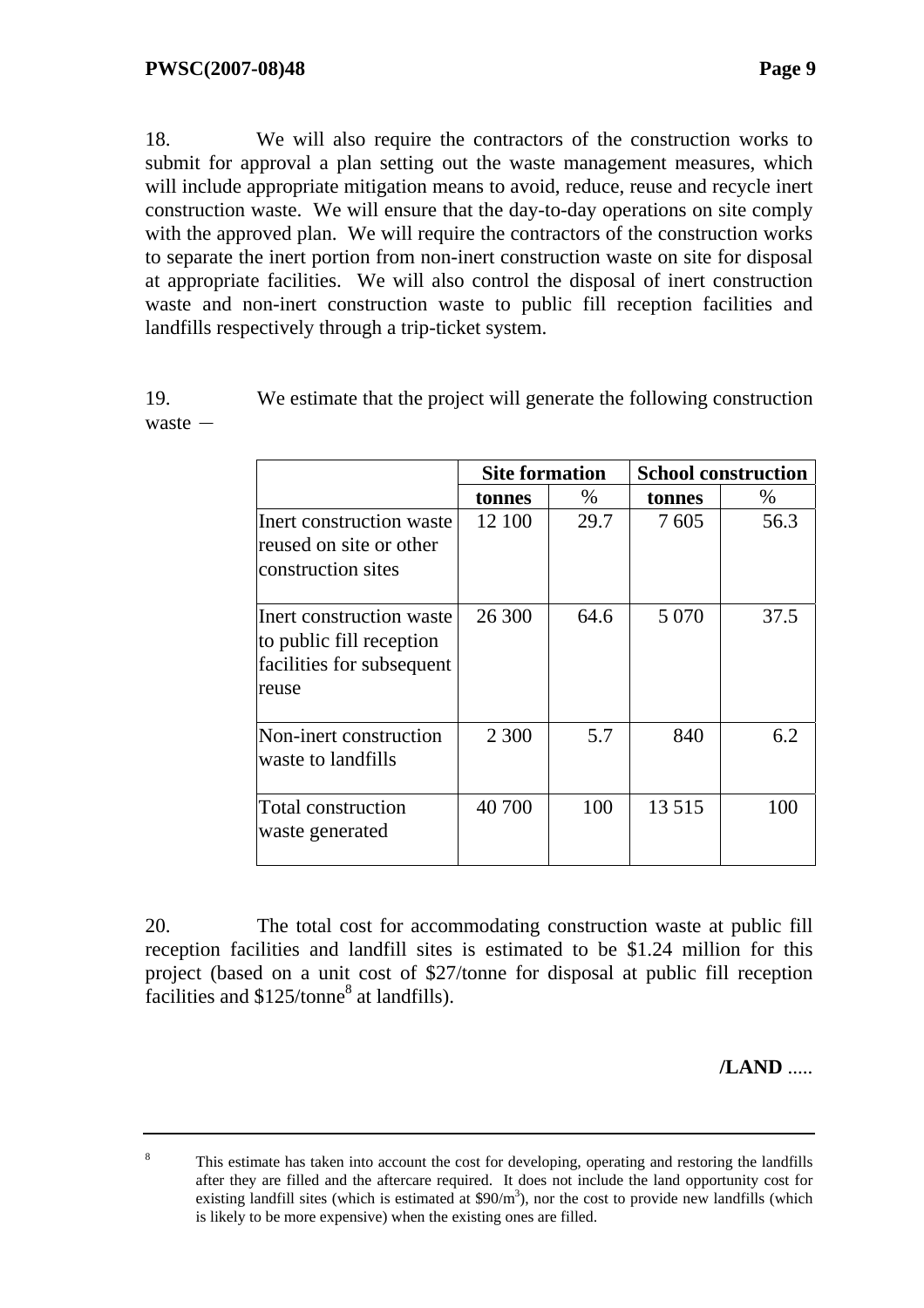18. We will also require the contractors of the construction works to submit for approval a plan setting out the waste management measures, which will include appropriate mitigation means to avoid, reduce, reuse and recycle inert construction waste. We will ensure that the day-to-day operations on site comply with the approved plan. We will require the contractors of the construction works to separate the inert portion from non-inert construction waste on site for disposal at appropriate facilities. We will also control the disposal of inert construction waste and non-inert construction waste to public fill reception facilities and landfills respectively through a trip-ticket system.

19. We estimate that the project will generate the following construction waste －

| | Site formation | | School construction | |
|---|---|---|---|---|
| | **tonnes** | % | **tonnes** | % |
| Inert construction waste reused on site or other construction sites | 12 100 | 29.7 | 7 605 | 56.3 |
| Inert construction waste to public fill reception facilities for subsequent reuse | 26 300 | 64.6 | 5 070 | 37.5 |
| Non-inert construction waste to landfills | 2 300 | 5.7 | 840 | 6.2 |
| Total construction waste generated | 40 700 | 100 | 13 515 | 100 |

20. The total cost for accommodating construction waste at public fill reception facilities and landfill sites is estimated to be $1.24 million for this project (based on a unit cost of $27/tonne for disposal at public fill reception facilities and $125/tonne[8] at landfills).

/LAND .....

---

[8] This estimate has taken into account the cost for developing, operating and restoring the landfills after they are filled and the aftercare required. It does not include the land opportunity cost for existing landfill sites (which is estimated at $\$90/m^3$), nor the cost to provide new landfills (which is likely to be more expensive) when the existing ones are filled.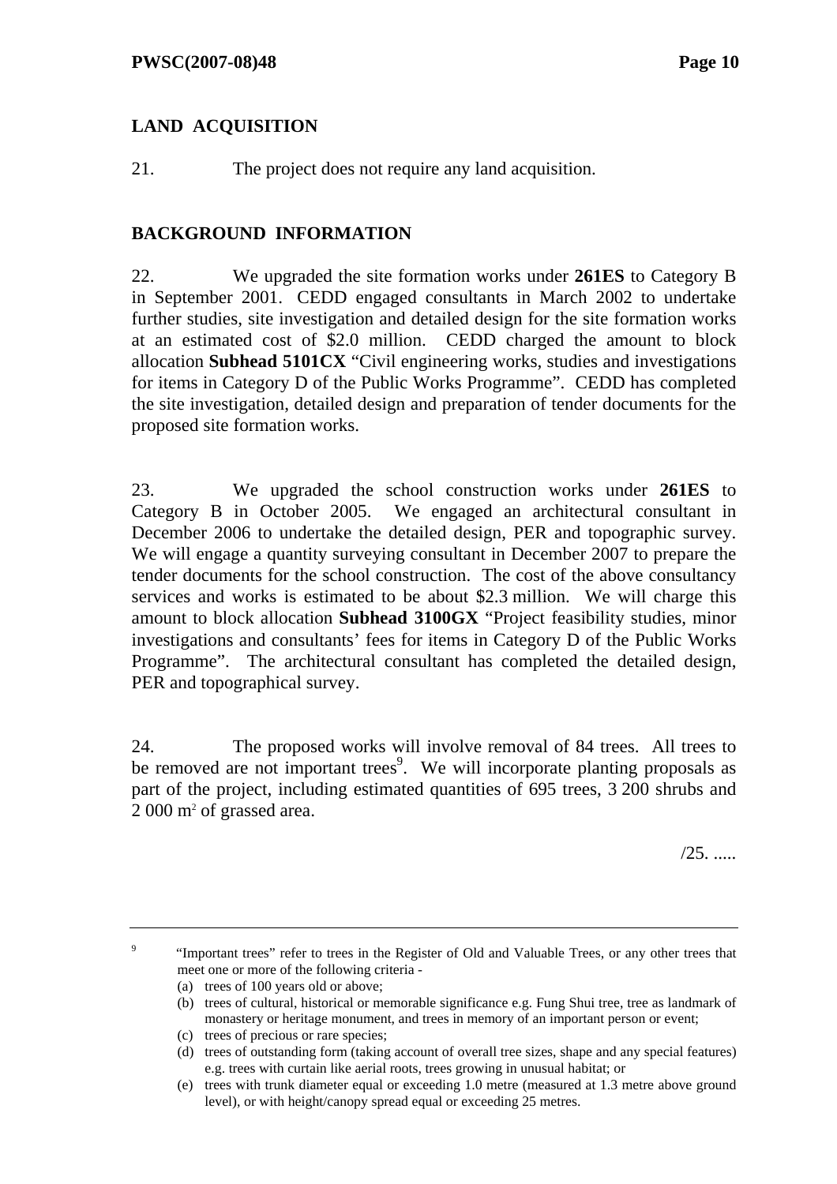## LAND ACQUISITION

21. The project does not require any land acquisition.

## BACKGROUND INFORMATION

22. We upgraded the site formation works under **261ES** to Category B in September 2001. CEDD engaged consultants in March 2002 to undertake further studies, site investigation and detailed design for the site formation works at an estimated cost of $2.0 million. CEDD charged the amount to block allocation **Subhead 5101CX** "Civil engineering works, studies and investigations for items in Category D of the Public Works Programme". CEDD has completed the site investigation, detailed design and preparation of tender documents for the proposed site formation works.

23. We upgraded the school construction works under **261ES** to Category B in October 2005. We engaged an architectural consultant in December 2006 to undertake the detailed design, PER and topographic survey. We will engage a quantity surveying consultant in December 2007 to prepare the tender documents for the school construction. The cost of the above consultancy services and works is estimated to be about $2.3 million. We will charge this amount to block allocation **Subhead 3100GX** "Project feasibility studies, minor investigations and consultants' fees for items in Category D of the Public Works Programme". The architectural consultant has completed the detailed design, PER and topographical survey.

24. The proposed works will involve removal of 84 trees. All trees to be removed are not important trees[9]. We will incorporate planting proposals as part of the project, including estimated quantities of 695 trees, 3 200 shrubs and 2 000 $m^2$ of grassed area.

/25. .....

---

[9] "Important trees" refer to trees in the Register of Old and Valuable Trees, or any other trees that meet one or more of the following criteria -

(a) trees of 100 years old or above;

(b) trees of cultural, historical or memorable significance e.g. Fung Shui tree, tree as landmark of monastery or heritage monument, and trees in memory of an important person or event;

(c) trees of precious or rare species;

(d) trees of outstanding form (taking account of overall tree sizes, shape and any special features) e.g. trees with curtain like aerial roots, trees growing in unusual habitat; or

(e) trees with trunk diameter equal or exceeding 1.0 metre (measured at 1.3 metre above ground level), or with height/canopy spread equal or exceeding 25 metres.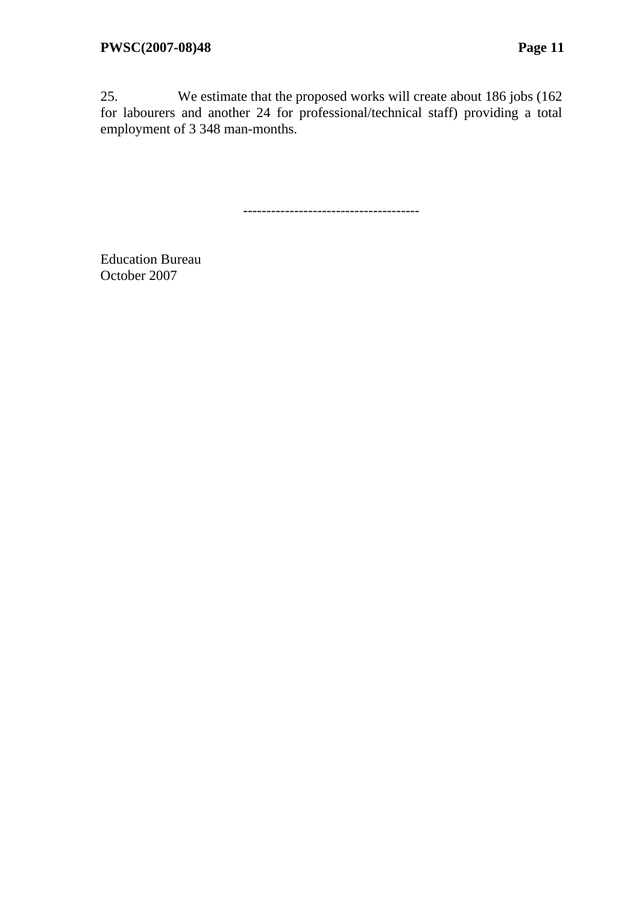25. We estimate that the proposed works will create about 186 jobs (162 for labourers and another 24 for professional/technical staff) providing a total employment of 3 348 man-months.

--------------------------------------

Education Bureau
October 2007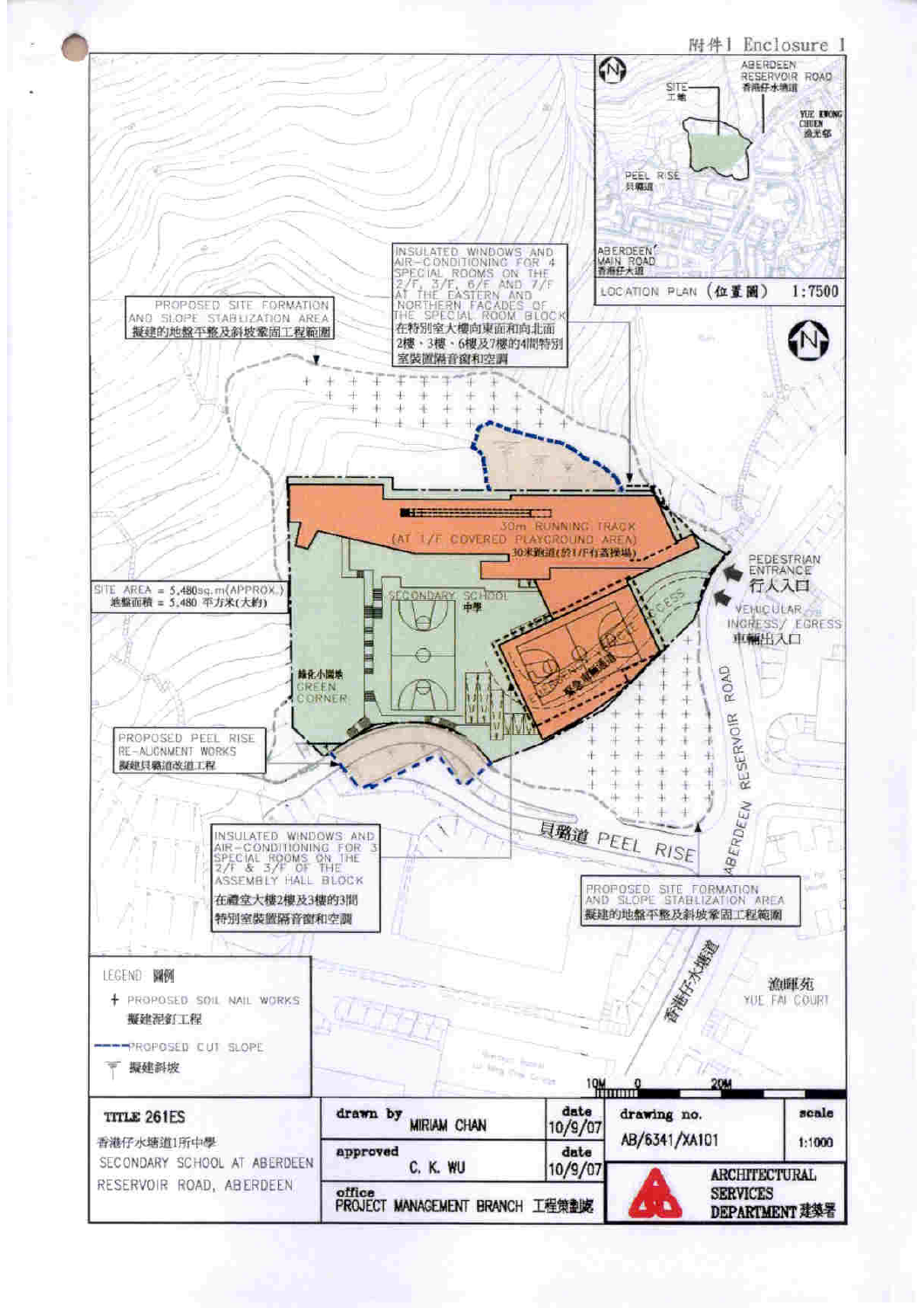附件1 Enclosure 1

ABERDEEN RESERVOIR ROAD 香港仔水塘道

SITE 工地

YUE KWONG CHUEN 漁光邨

PEEL RISE 貝璐道

ABERDEEN MAIN ROAD 香港仔大道

LOCATION PLAN (位置圖) 1:7500

INSULATED WINDOWS AND AIR-CONDITIONING FOR 4 SPECIAL ROOMS ON THE 2/F, 3/F, 6/F AND 7/F AT THE EASTERN AND NORTHERN FACADES OF THE SPECIAL ROOM BLOCK
在特別室大樓向東面和向北面2樓、3樓、6樓及7樓的4間特別室裝置隔音窗和空調

PROPOSED SITE FORMATION AND SLOPE STABILIZATION AREA
擬建的地盤平整及斜坡鞏固工程範圍

30m RUNNING TRACK (AT 1/F COVERED PLAYGROUND AREA)
30米跑道(於1/F有蓋操場)

SITE AREA = 5,480sq.m(APPROX.)
地盤面積 = 5,480 平方米(大約)

SECONDARY SCHOOL 中學

綠化小園地 GREEN CORNER

PEDESTRIAN ENTRANCE 行人入口

VEHICULAR INGRESS/ EGRESS 車輛出入口

PROPOSED PEEL RISE RE-ALIGNMENT WORKS
擬建貝璐道改道工程

INSULATED WINDOWS AND AIR-CONDITIONING FOR 3 SPECIAL ROOMS ON THE 2/F & 3/F OF THE ASSEMBLY HALL BLOCK
在禮堂大樓2樓及3樓的3間特別室裝置隔音窗和空調

貝璐道 PEEL RISE

ABERDEEN RESERVOIR ROAD

PROPOSED SITE FORMATION AND SLOPE STABILIZATION AREA
擬建的地盤平整及斜坡鞏固工程範圍

香港仔水塘道

漁暉苑 YUE FAI COURT

LEGEND 圖例

- + PROPOSED SOIL NAIL WORKS 擬建泥釘工程
- ---- PROPOSED CUT SLOPE 擬建斜坡

10M 0 20M

| TITLE 261ES 香港仔水塘道1所中學 SECONDARY SCHOOL AT ABERDEEN RESERVOIR ROAD, ABERDEEN | drawn by MIRIAM CHAN | date 10/9/07 | drawing no. AB/6341/XA101 | scale 1:1000 |
|---|---|---|---|---|
| | approved C. K. WU | date 10/9/07 | ARCHITECTURAL SERVICES DEPARTMENT 建築署 | |
| | office PROJECT MANAGEMENT BRANCH 工程策劃處 | | | |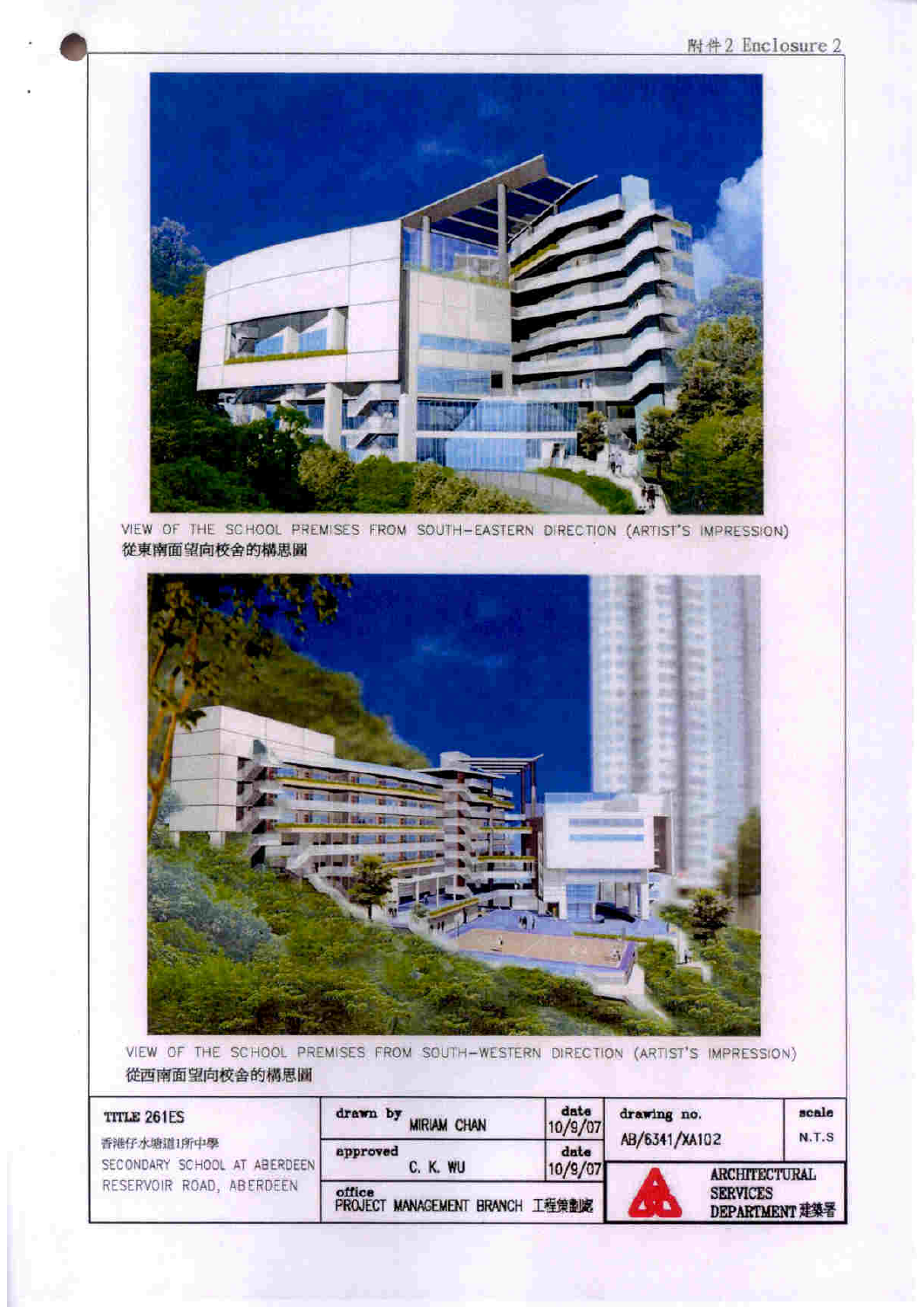附件 2 Enclosure 2

VIEW OF THE SCHOOL PREMISES FROM SOUTH-EASTERN DIRECTION (ARTIST'S IMPRESSION)
從東南面望向校舍的構思圖

VIEW OF THE SCHOOL PREMISES FROM SOUTH-WESTERN DIRECTION (ARTIST'S IMPRESSION)
從西南面望向校舍的構思圖

| TITLE 261ES<br>香港仔水塘道1所中學<br>SECONDARY SCHOOL AT ABERDEEN RESERVOIR ROAD, ABERDEEN | drawn by MIRIAM CHAN | date 10/9/07 | drawing no. AB/6341/XA102 | scale N.T.S |
|---|---|---|---|---|
| | approved C. K. WU | date 10/9/07 | ARCHITECTURAL SERVICES DEPARTMENT 建築署 | |
| | office PROJECT MANAGEMENT BRANCH 工程策劃處 | | | |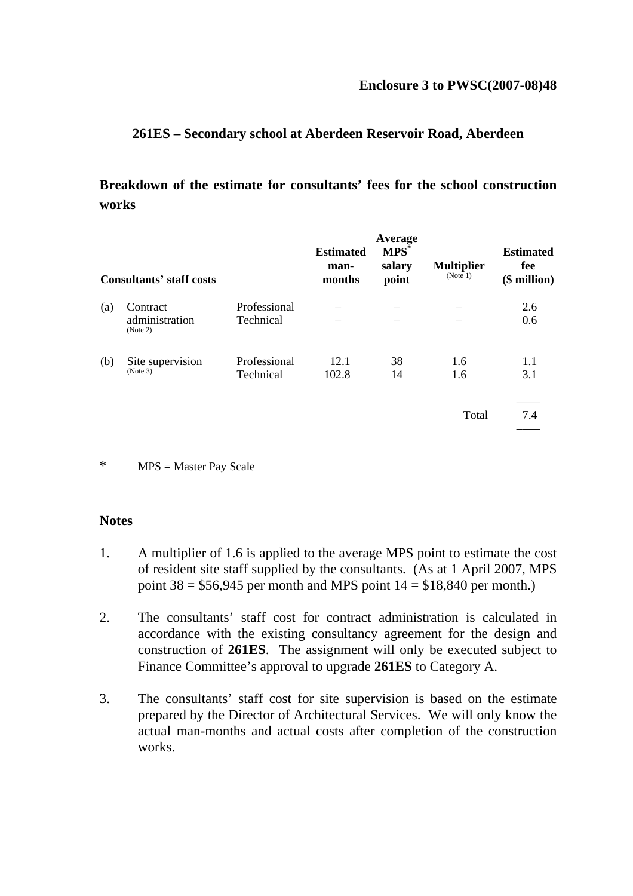**Enclosure 3 to PWSC(2007-08)48**

## 261ES – Secondary school at Aberdeen Reservoir Road, Aberdeen

### Breakdown of the estimate for consultants' fees for the school construction works

| Consultants' staff costs | | | Estimated man-months | Average MPS* salary point | Multiplier (Note 1) | Estimated fee ($ million) |
|---|---|---|---|---|---|---|
| (a) | Contract administration (Note 2) | Professional | – | – | – | 2.6 |
| | | Technical | – | – | – | 0.6 |
| (b) | Site supervision (Note 3) | Professional | 12.1 | 38 | 1.6 | 1.1 |
| | | Technical | 102.8 | 14 | 1.6 | 3.1 |
| | | | | | Total | 7.4 |

\*   MPS = Master Pay Scale

**Notes**

1. A multiplier of 1.6 is applied to the average MPS point to estimate the cost of resident site staff supplied by the consultants. (As at 1 April 2007, MPS point 38 = $56,945 per month and MPS point 14 = $18,840 per month.)

2. The consultants' staff cost for contract administration is calculated in accordance with the existing consultancy agreement for the design and construction of **261ES**. The assignment will only be executed subject to Finance Committee's approval to upgrade **261ES** to Category A.

3. The consultants' staff cost for site supervision is based on the estimate prepared by the Director of Architectural Services. We will only know the actual man-months and actual costs after completion of the construction works.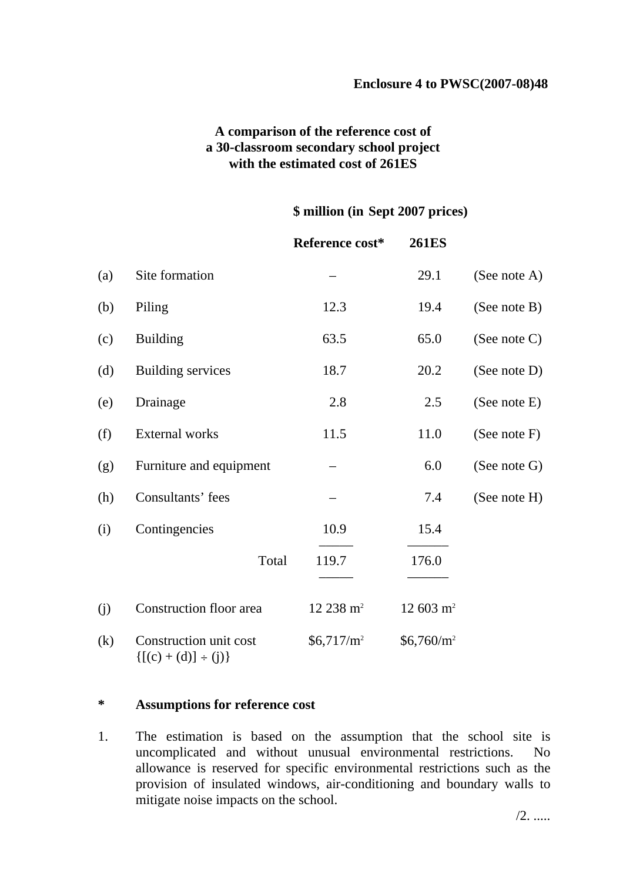**Enclosure 4 to PWSC(2007-08)48**

**A comparison of the reference cost of a 30-classroom secondary school project with the estimated cost of 261ES**

| | | **$ million (in Sept 2007 prices)** | | |
|---|---|---|---|---|
| | | **Reference cost*** | **261ES** | |
| (a) | Site formation | – | 29.1 | (See note A) |
| (b) | Piling | 12.3 | 19.4 | (See note B) |
| (c) | Building | 63.5 | 65.0 | (See note C) |
| (d) | Building services | 18.7 | 20.2 | (See note D) |
| (e) | Drainage | 2.8 | 2.5 | (See note E) |
| (f) | External works | 11.5 | 11.0 | (See note F) |
| (g) | Furniture and equipment | – | 6.0 | (See note G) |
| (h) | Consultants' fees | – | 7.4 | (See note H) |
| (i) | Contingencies | 10.9 | 15.4 | |
| | Total | 119.7 | 176.0 | |
| (j) | Construction floor area | 12 238 $m^2$ | 12 603 $m^2$ | |
| (k) | Construction unit cost {[(c) + (d)] ÷ (j)} | $6,717/$m^2$ | $6,760/$m^2$ | |

**\*** **Assumptions for reference cost**

1. The estimation is based on the assumption that the school site is uncomplicated and without unusual environmental restrictions. No allowance is reserved for specific environmental restrictions such as the provision of insulated windows, air-conditioning and boundary walls to mitigate noise impacts on the school.

/2. .....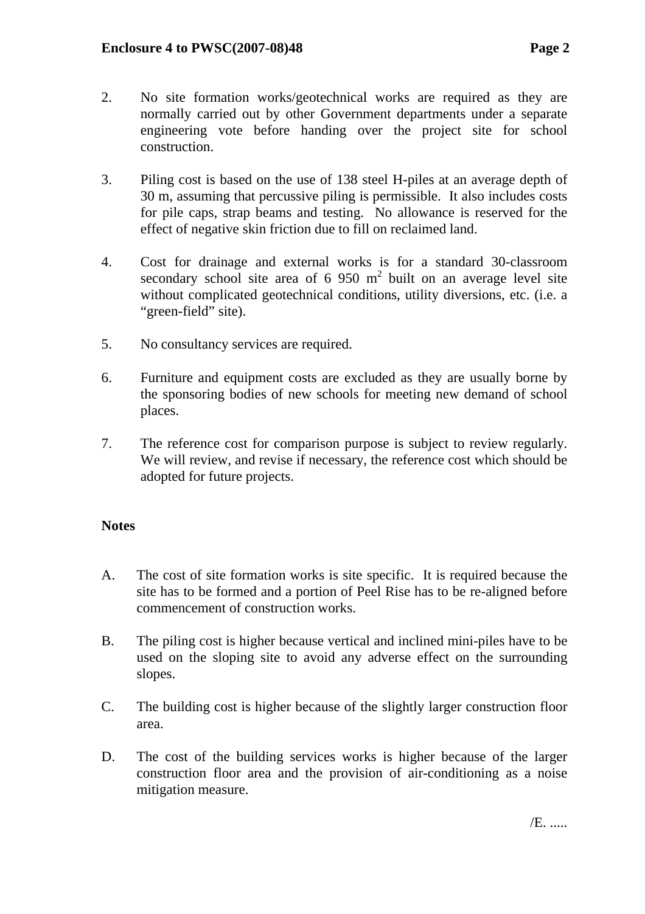2. No site formation works/geotechnical works are required as they are normally carried out by other Government departments under a separate engineering vote before handing over the project site for school construction.

3. Piling cost is based on the use of 138 steel H-piles at an average depth of 30 m, assuming that percussive piling is permissible. It also includes costs for pile caps, strap beams and testing. No allowance is reserved for the effect of negative skin friction due to fill on reclaimed land.

4. Cost for drainage and external works is for a standard 30-classroom secondary school site area of 6 950 $m^2$ built on an average level site without complicated geotechnical conditions, utility diversions, etc. (i.e. a "green-field" site).

5. No consultancy services are required.

6. Furniture and equipment costs are excluded as they are usually borne by the sponsoring bodies of new schools for meeting new demand of school places.

7. The reference cost for comparison purpose is subject to review regularly. We will review, and revise if necessary, the reference cost which should be adopted for future projects.

**Notes**

A. The cost of site formation works is site specific. It is required because the site has to be formed and a portion of Peel Rise has to be re-aligned before commencement of construction works.

B. The piling cost is higher because vertical and inclined mini-piles have to be used on the sloping site to avoid any adverse effect on the surrounding slopes.

C. The building cost is higher because of the slightly larger construction floor area.

D. The cost of the building services works is higher because of the larger construction floor area and the provision of air-conditioning as a noise mitigation measure.

/E. .....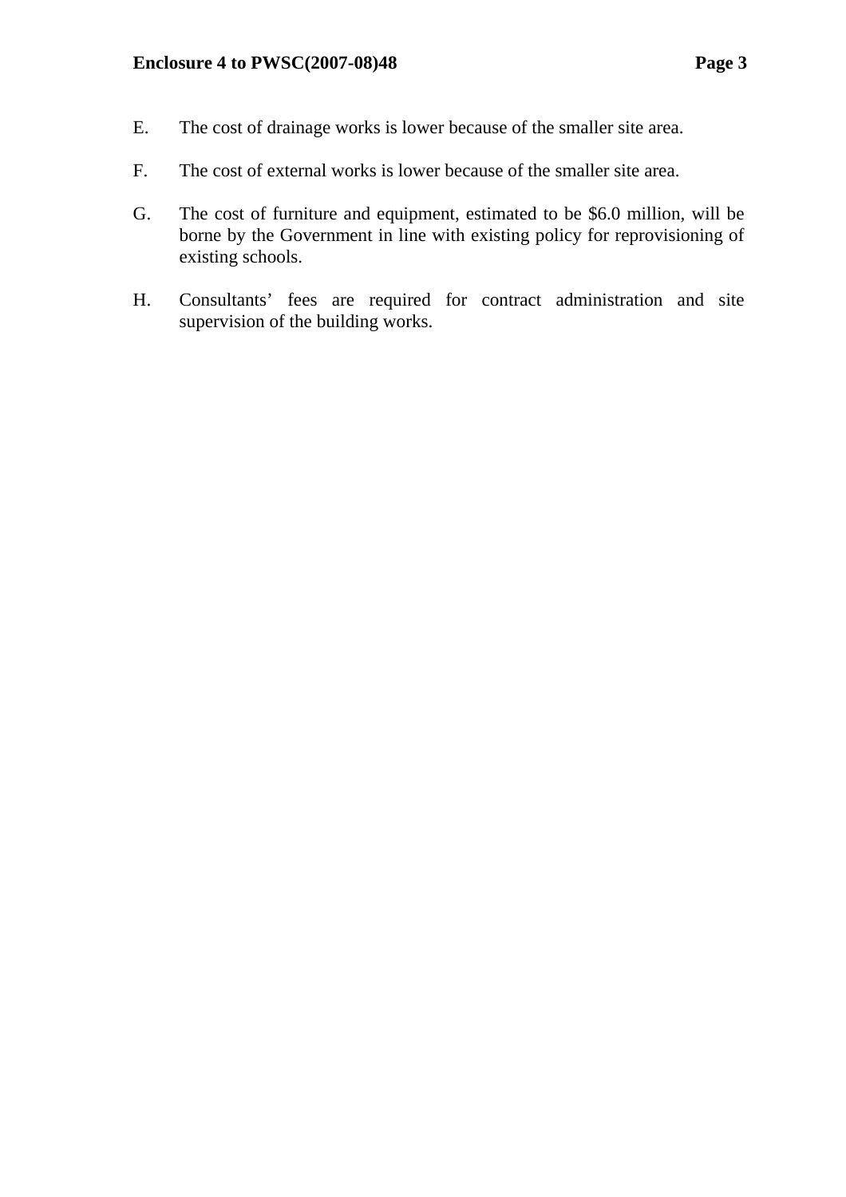E. The cost of drainage works is lower because of the smaller site area.

F. The cost of external works is lower because of the smaller site area.

G. The cost of furniture and equipment, estimated to be $6.0 million, will be borne by the Government in line with existing policy for reprovisioning of existing schools.

H. Consultants' fees are required for contract administration and site supervision of the building works.